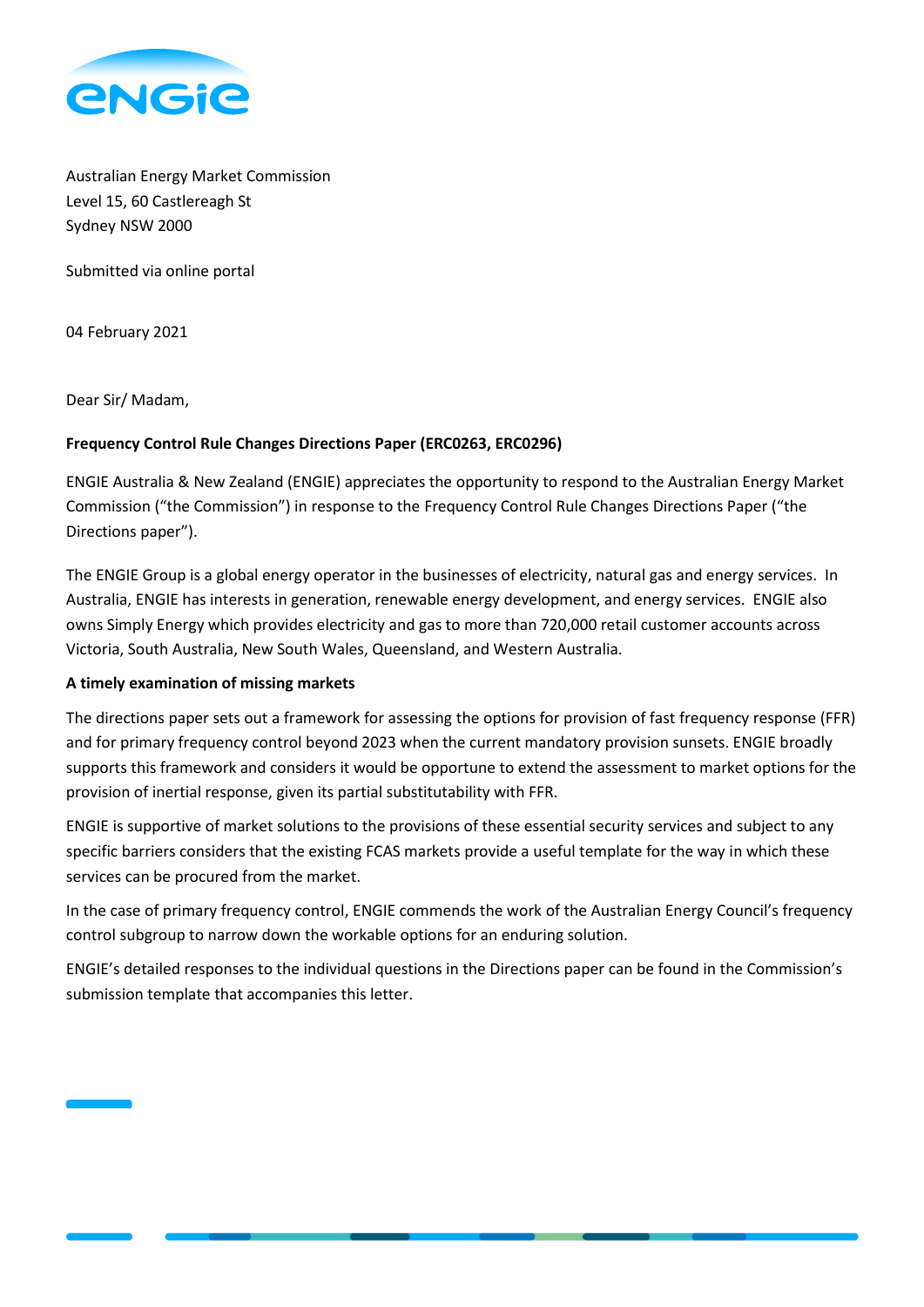Australian Energy Market Commission
Level 15, 60 Castlereagh St
Sydney NSW 2000

Submitted via online portal

04 February 2021

Dear Sir/ Madam,

**Frequency Control Rule Changes Directions Paper (ERC0263, ERC0296)**

ENGIE Australia & New Zealand (ENGIE) appreciates the opportunity to respond to the Australian Energy Market Commission ("the Commission") in response to the Frequency Control Rule Changes Directions Paper ("the Directions paper").

The ENGIE Group is a global energy operator in the businesses of electricity, natural gas and energy services. In Australia, ENGIE has interests in generation, renewable energy development, and energy services. ENGIE also owns Simply Energy which provides electricity and gas to more than 720,000 retail customer accounts across Victoria, South Australia, New South Wales, Queensland, and Western Australia.

**A timely examination of missing markets**

The directions paper sets out a framework for assessing the options for provision of fast frequency response (FFR) and for primary frequency control beyond 2023 when the current mandatory provision sunsets. ENGIE broadly supports this framework and considers it would be opportune to extend the assessment to market options for the provision of inertial response, given its partial substitutability with FFR.

ENGIE is supportive of market solutions to the provisions of these essential security services and subject to any specific barriers considers that the existing FCAS markets provide a useful template for the way in which these services can be procured from the market.

In the case of primary frequency control, ENGIE commends the work of the Australian Energy Council's frequency control subgroup to narrow down the workable options for an enduring solution.

ENGIE's detailed responses to the individual questions in the Directions paper can be found in the Commission's submission template that accompanies this letter.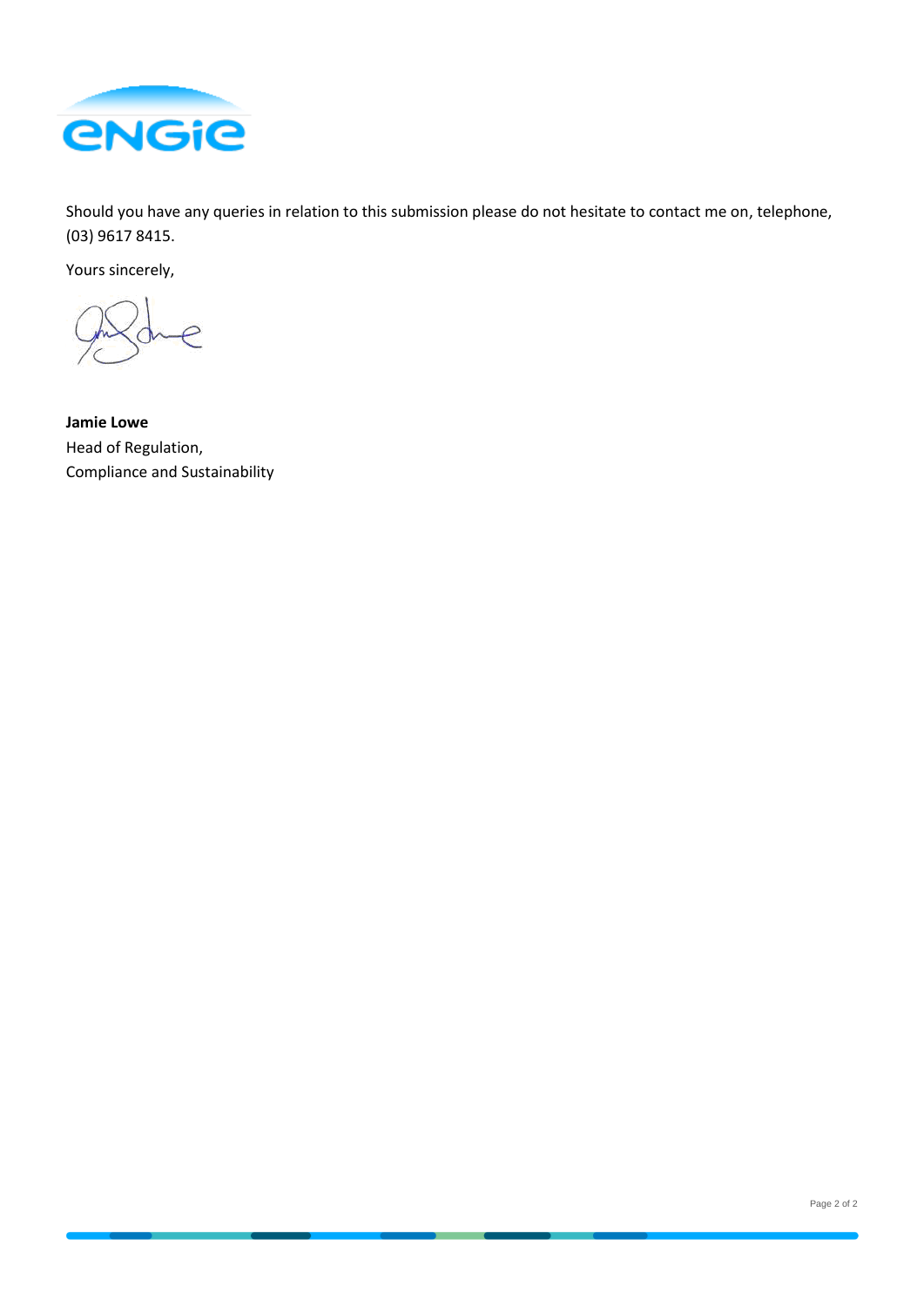Should you have any queries in relation to this submission please do not hesitate to contact me on, telephone, (03) 9617 8415.

Yours sincerely,

**Jamie Lowe**
Head of Regulation,
Compliance and Sustainability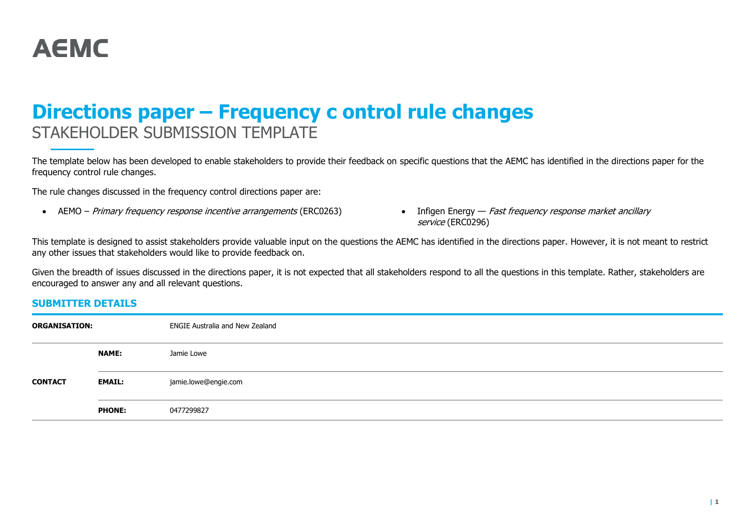AEMC

# Directions paper – Frequency c ontrol rule changes

STAKEHOLDER SUBMISSION TEMPLATE

The template below has been developed to enable stakeholders to provide their feedback on specific questions that the AEMC has identified in the directions paper for the frequency control rule changes.

The rule changes discussed in the frequency control directions paper are:

- AEMO – *Primary frequency response incentive arrangements* (ERC0263)
- Infigen Energy — *Fast frequency response market ancillary service* (ERC0296)

This template is designed to assist stakeholders provide valuable input on the questions the AEMC has identified in the directions paper. However, it is not meant to restrict any other issues that stakeholders would like to provide feedback on.

Given the breadth of issues discussed in the directions paper, it is not expected that all stakeholders respond to all the questions in this template. Rather, stakeholders are encouraged to answer any and all relevant questions.

## SUBMITTER DETAILS

| | | |
|---|---|---|
| **ORGANISATION:** | | ENGIE Australia and New Zealand |
| **CONTACT** | **NAME:** | Jamie Lowe |
| | **EMAIL:** | jamie.lowe@engie.com |
| | **PHONE:** | 0477299827 |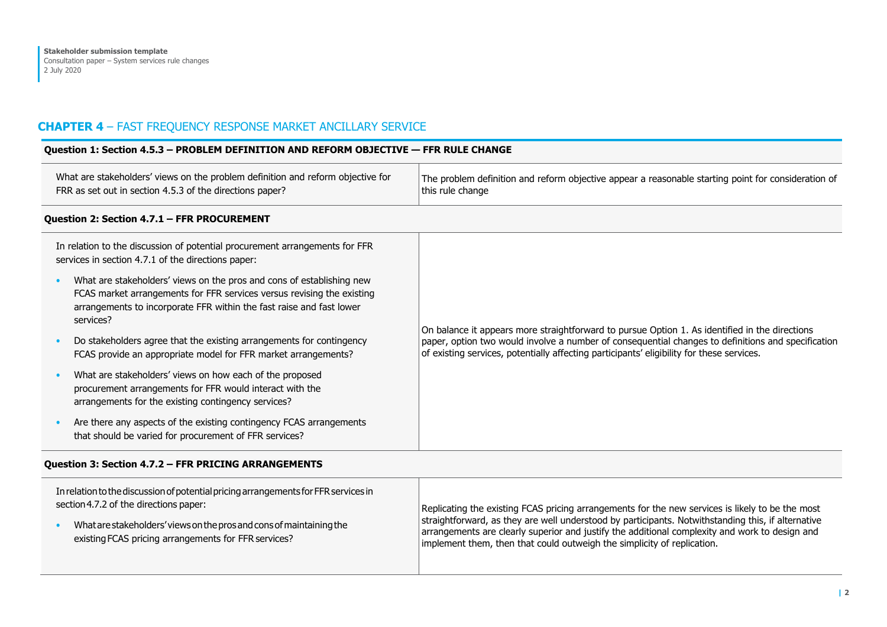## **CHAPTER 4** – FAST FREQUENCY RESPONSE MARKET ANCILLARY SERVICE

**Question 1: Section 4.5.3 – PROBLEM DEFINITION AND REFORM OBJECTIVE — FFR RULE CHANGE**

| Question | Response |
|---|---|
| What are stakeholders' views on the problem definition and reform objective for FRR as set out in section 4.5.3 of the directions paper? | The problem definition and reform objective appear a reasonable starting point for consideration of this rule change |

**Question 2: Section 4.7.1 – FFR PROCUREMENT**

| Question | Response |
|---|---|
| In relation to the discussion of potential procurement arrangements for FFR services in section 4.7.1 of the directions paper:<br>• What are stakeholders' views on the pros and cons of establishing new FCAS market arrangements for FFR services versus revising the existing arrangements to incorporate FFR within the fast raise and fast lower services?<br>• Do stakeholders agree that the existing arrangements for contingency FCAS provide an appropriate model for FFR market arrangements?<br>• What are stakeholders' views on how each of the proposed procurement arrangements for FFR would interact with the arrangements for the existing contingency services?<br>• Are there any aspects of the existing contingency FCAS arrangements that should be varied for procurement of FFR services? | On balance it appears more straightforward to pursue Option 1. As identified in the directions paper, option two would involve a number of consequential changes to definitions and specification of existing services, potentially affecting participants' eligibility for these services. |

**Question 3: Section 4.7.2 – FFR PRICING ARRANGEMENTS**

| Question | Response |
|---|---|
| In relation to the discussion of potential pricing arrangements for FFR services in section 4.7.2 of the directions paper:<br>• What are stakeholders' views on the pros and cons of maintaining the existing FCAS pricing arrangements for FFR services? | Replicating the existing FCAS pricing arrangements for the new services is likely to be the most straightforward, as they are well understood by participants. Notwithstanding this, if alternative arrangements are clearly superior and justify the additional complexity and work to design and implement them, then that could outweigh the simplicity of replication. |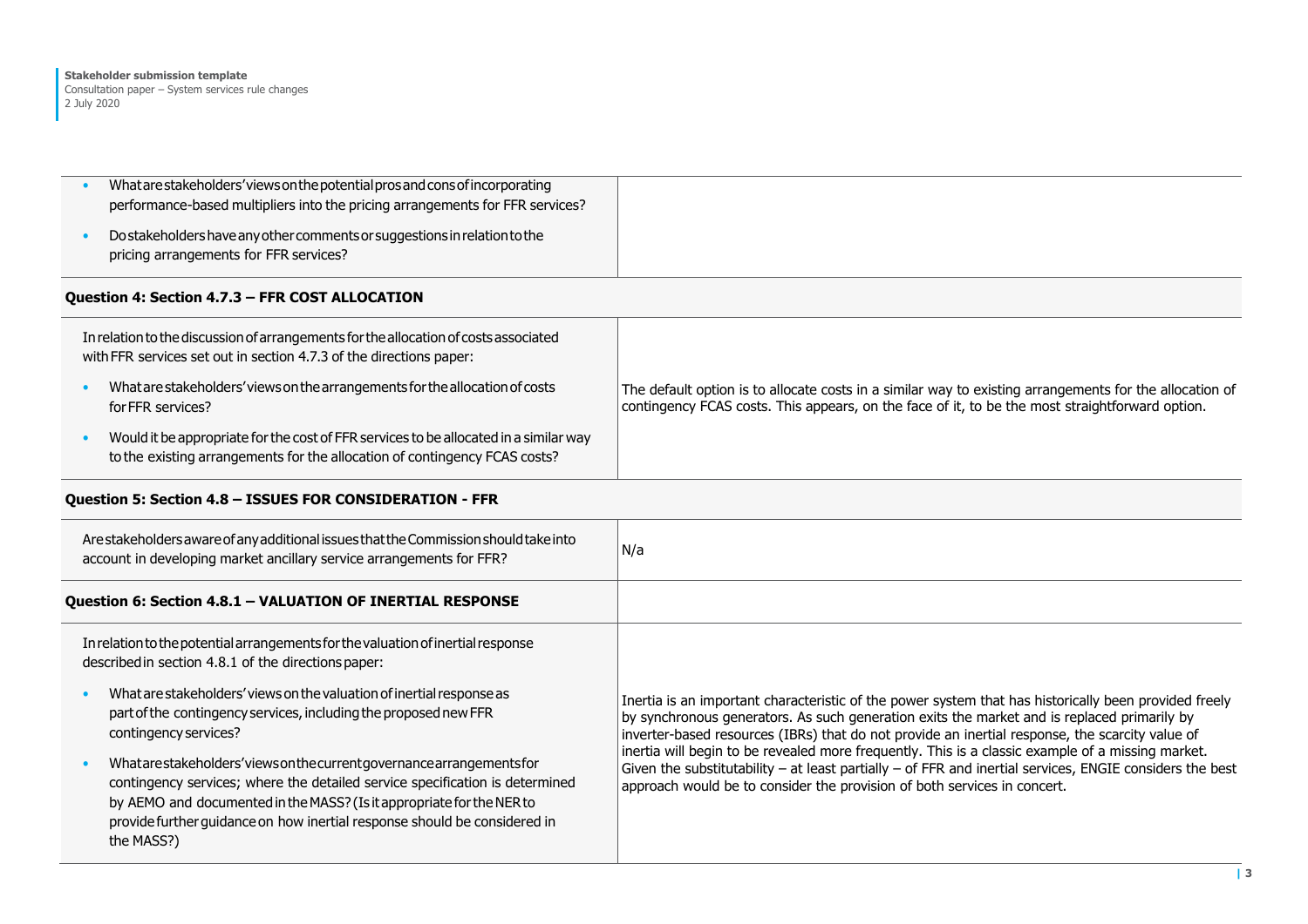| | |
|---|---|
| • What are stakeholders' views on the potential pros and cons of incorporating performance-based multipliers into the pricing arrangements for FFR services?<br>• Do stakeholders have any other comments or suggestions in relation to the pricing arrangements for FFR services? | |

**Question 4: Section 4.7.3 – FFR COST ALLOCATION**

| | |
|---|---|
| In relation to the discussion of arrangements for the allocation of costs associated with FFR services set out in section 4.7.3 of the directions paper:<br>• What are stakeholders' views on the arrangements for the allocation of costs for FFR services?<br>• Would it be appropriate for the cost of FFR services to be allocated in a similar way to the existing arrangements for the allocation of contingency FCAS costs? | The default option is to allocate costs in a similar way to existing arrangements for the allocation of contingency FCAS costs. This appears, on the face of it, to be the most straightforward option. |

**Question 5: Section 4.8 – ISSUES FOR CONSIDERATION - FFR**

| | |
|---|---|
| Are stakeholders aware of any additional issues that the Commission should take into account in developing market ancillary service arrangements for FFR? | N/a |

**Question 6: Section 4.8.1 – VALUATION OF INERTIAL RESPONSE**

| | |
|---|---|
| In relation to the potential arrangements for the valuation of inertial response described in section 4.8.1 of the directions paper:<br>• What are stakeholders' views on the valuation of inertial response as part of the contingency services, including the proposed new FFR contingency services?<br>• What are stakeholders' views on the current governance arrangements for contingency services; where the detailed service specification is determined by AEMO and documented in the MASS? (Is it appropriate for the NER to provide further guidance on how inertial response should be considered in the MASS?) | Inertia is an important characteristic of the power system that has historically been provided freely by synchronous generators. As such generation exits the market and is replaced primarily by inverter-based resources (IBRs) that do not provide an inertial response, the scarcity value of inertia will begin to be revealed more frequently. This is a classic example of a missing market. Given the substitutability – at least partially – of FFR and inertial services, ENGIE considers the best approach would be to consider the provision of both services in concert. |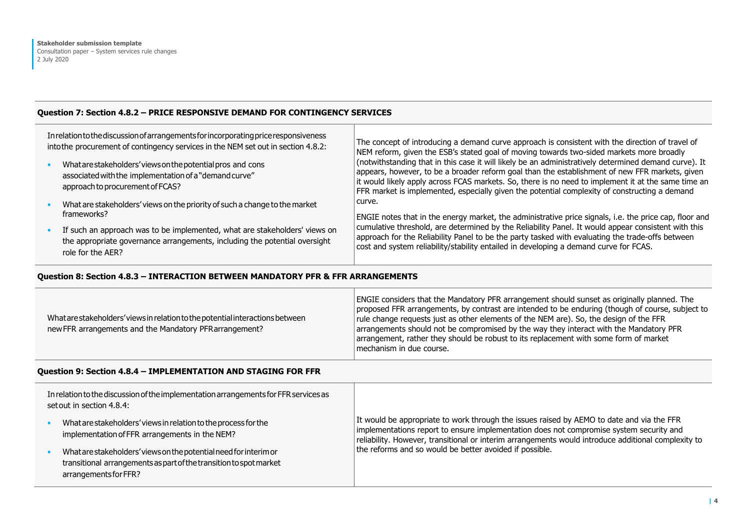**Question 7: Section 4.8.2 – PRICE RESPONSIVE DEMAND FOR CONTINGENCY SERVICES**

| | |
|---|---|
| In relation to the discussion of arrangements for incorporating price responsiveness into the procurement of contingency services in the NEM set out in section 4.8.2:<br>• What are stakeholders' views on the potential pros and cons associated with the implementation of a "demand curve" approach to procurement of FCAS?<br>• What are stakeholders' views on the priority of such a change to the market frameworks?<br>• If such an approach was to be implemented, what are stakeholders' views on the appropriate governance arrangements, including the potential oversight role for the AER? | The concept of introducing a demand curve approach is consistent with the direction of travel of NEM reform, given the ESB's stated goal of moving towards two-sided markets more broadly (notwithstanding that in this case it will likely be an administratively determined demand curve). It appears, however, to be a broader reform goal than the establishment of new FFR markets, given it would likely apply across FCAS markets. So, there is no need to implement it at the same time an FFR market is implemented, especially given the potential complexity of constructing a demand curve.<br><br>ENGIE notes that in the energy market, the administrative price signals, i.e. the price cap, floor and cumulative threshold, are determined by the Reliability Panel. It would appear consistent with this approach for the Reliability Panel to be the party tasked with evaluating the trade-offs between cost and system reliability/stability entailed in developing a demand curve for FCAS. |

**Question 8: Section 4.8.3 – INTERACTION BETWEEN MANDATORY PFR & FFR ARRANGEMENTS**

| | |
|---|---|
| What are stakeholders' views in relation to the potential interactions between new FFR arrangements and the Mandatory PFR arrangement? | ENGIE considers that the Mandatory PFR arrangement should sunset as originally planned. The proposed FFR arrangements, by contrast are intended to be enduring (though of course, subject to rule change requests just as other elements of the NEM are). So, the design of the FFR arrangements should not be compromised by the way they interact with the Mandatory PFR arrangement, rather they should be robust to its replacement with some form of market mechanism in due course. |

**Question 9: Section 4.8.4 – IMPLEMENTATION AND STAGING FOR FFR**

| | |
|---|---|
| In relation to the discussion of the implementation arrangements for FFR services as set out in section 4.8.4:<br>• What are stakeholders' views in relation to the process for the implementation of FFR arrangements in the NEM?<br>• What are stakeholders' views on the potential need for interim or transitional arrangements as part of the transition to spot market arrangements for FFR? | It would be appropriate to work through the issues raised by AEMO to date and via the FFR implementations report to ensure implementation does not compromise system security and reliability. However, transitional or interim arrangements would introduce additional complexity to the reforms and so would be better avoided if possible. |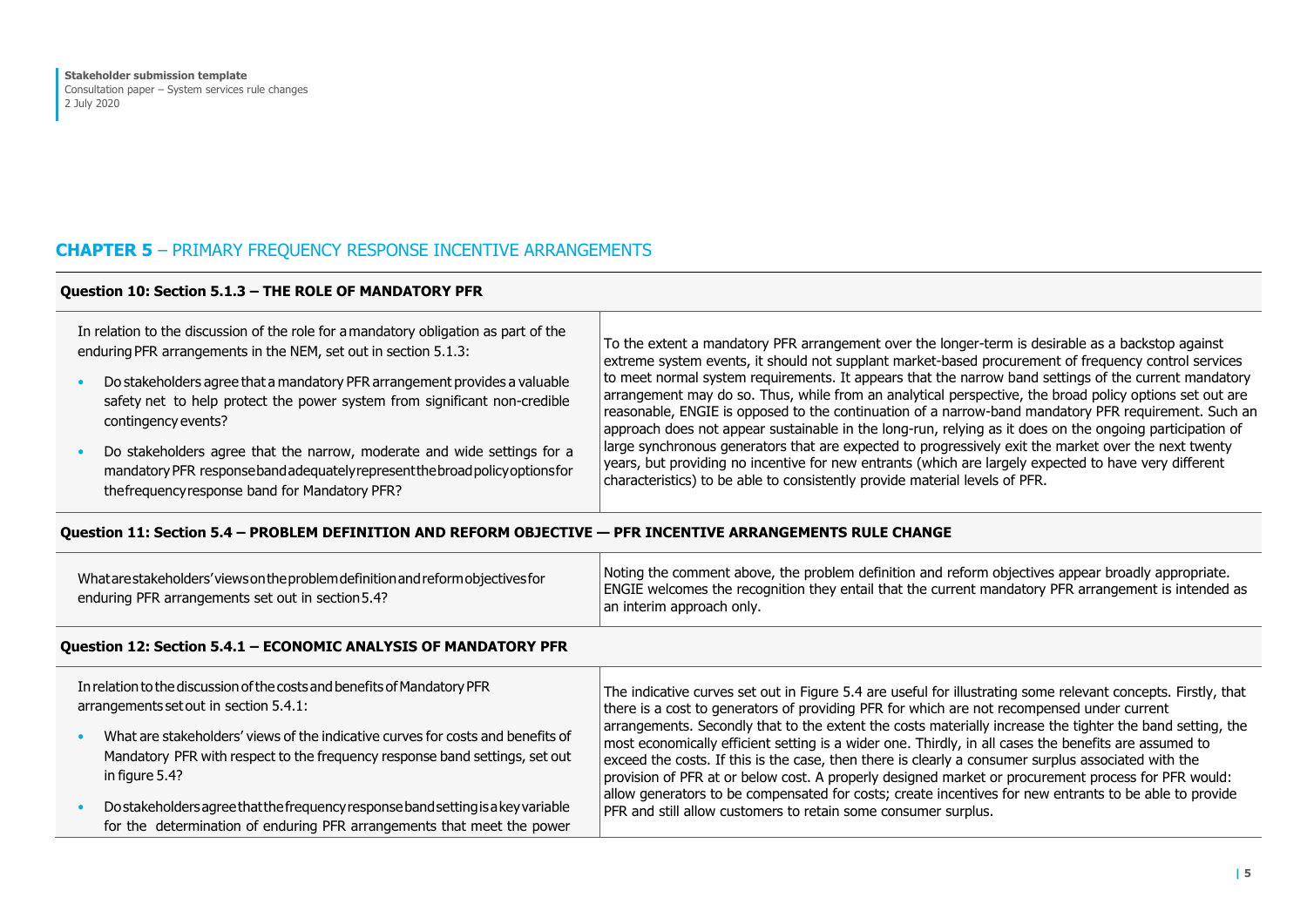## CHAPTER 5 – PRIMARY FREQUENCY RESPONSE INCENTIVE ARRANGEMENTS

| Question 10: Section 5.1.3 – THE ROLE OF MANDATORY PFR | |
|---|---|
| In relation to the discussion of the role for a mandatory obligation as part of the enduring PFR arrangements in the NEM, set out in section 5.1.3:<br>• Do stakeholders agree that a mandatory PFR arrangement provides a valuable safety net to help protect the power system from significant non-credible contingency events?<br>• Do stakeholders agree that the narrow, moderate and wide settings for a mandatory PFR response band adequately represent the broad policy options for the frequency response band for Mandatory PFR? | To the extent a mandatory PFR arrangement over the longer-term is desirable as a backstop against extreme system events, it should not supplant market-based procurement of frequency control services to meet normal system requirements. It appears that the narrow band settings of the current mandatory arrangement may do so. Thus, while from an analytical perspective, the broad policy options set out are reasonable, ENGIE is opposed to the continuation of a narrow-band mandatory PFR requirement. Such an approach does not appear sustainable in the long-run, relying as it does on the ongoing participation of large synchronous generators that are expected to progressively exit the market over the next twenty years, but providing no incentive for new entrants (which are largely expected to have very different characteristics) to be able to consistently provide material levels of PFR. |

| Question 11: Section 5.4 – PROBLEM DEFINITION AND REFORM OBJECTIVE — PFR INCENTIVE ARRANGEMENTS RULE CHANGE | |
|---|---|
| What are stakeholders' views on the problem definition and reform objectives for enduring PFR arrangements set out in section 5.4? | Noting the comment above, the problem definition and reform objectives appear broadly appropriate. ENGIE welcomes the recognition they entail that the current mandatory PFR arrangement is intended as an interim approach only. |

| Question 12: Section 5.4.1 – ECONOMIC ANALYSIS OF MANDATORY PFR | |
|---|---|
| In relation to the discussion of the costs and benefits of Mandatory PFR arrangements set out in section 5.4.1:<br>• What are stakeholders' views of the indicative curves for costs and benefits of Mandatory PFR with respect to the frequency response band settings, set out in figure 5.4?<br>• Do stakeholders agree that the frequency response band setting is a key variable for the determination of enduring PFR arrangements that meet the power | The indicative curves set out in Figure 5.4 are useful for illustrating some relevant concepts. Firstly, that there is a cost to generators of providing PFR for which are not recompensed under current arrangements. Secondly that to the extent the costs materially increase the tighter the band setting, the most economically efficient setting is a wider one. Thirdly, in all cases the benefits are assumed to exceed the costs. If this is the case, then there is clearly a consumer surplus associated with the provision of PFR at or below cost. A properly designed market or procurement process for PFR would: allow generators to be compensated for costs; create incentives for new entrants to be able to provide PFR and still allow customers to retain some consumer surplus. |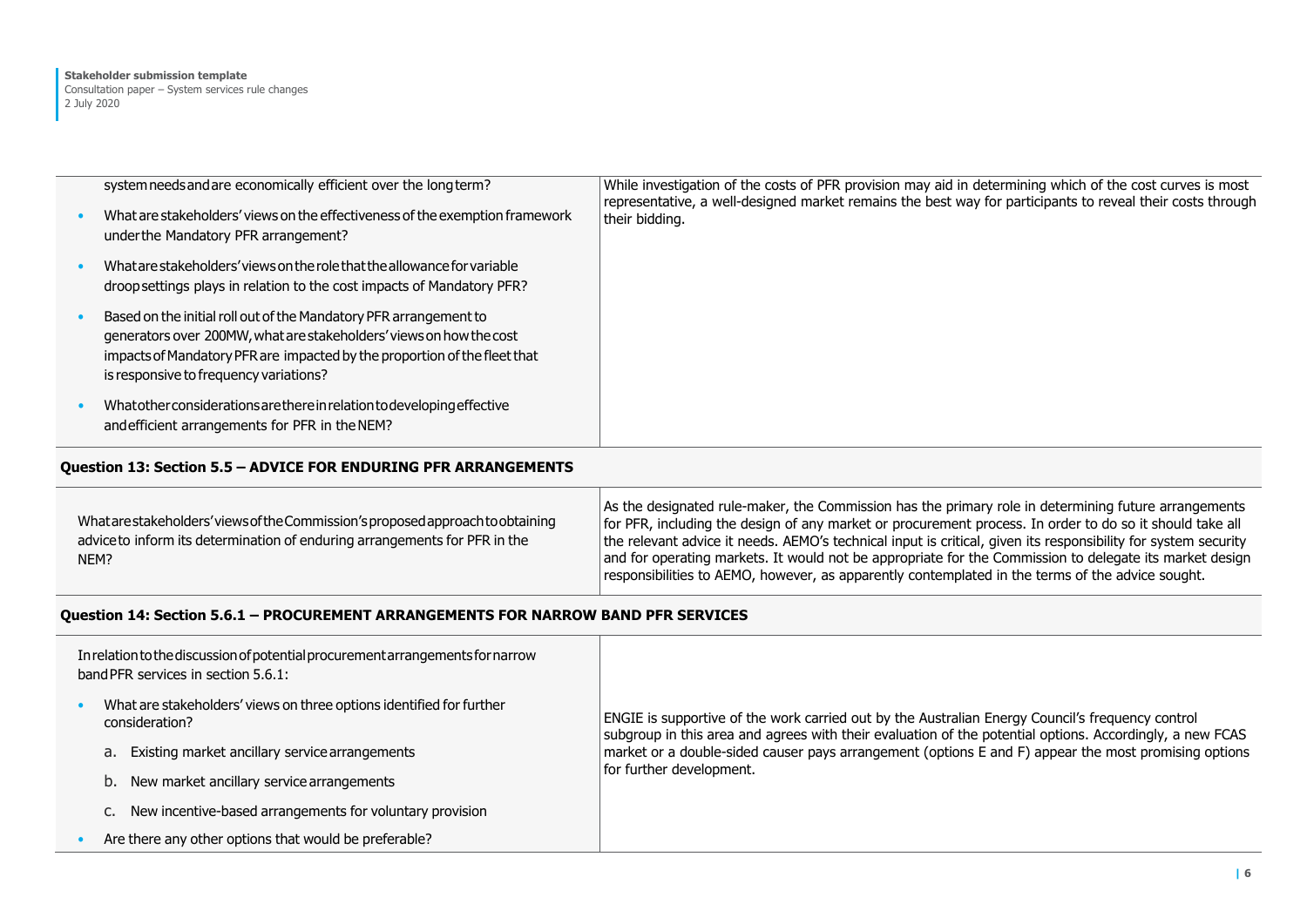| | |
|---|---|
| system needs and are economically efficient over the long term?<br>• What are stakeholders' views on the effectiveness of the exemption framework under the Mandatory PFR arrangement?<br>• What are stakeholders' views on the role that the allowance for variable droop settings plays in relation to the cost impacts of Mandatory PFR?<br>• Based on the initial roll out of the Mandatory PFR arrangement to generators over 200MW, what are stakeholders' views on how the cost impacts of Mandatory PFR are impacted by the proportion of the fleet that is responsive to frequency variations?<br>• What other considerations are there in relation to developing effective and efficient arrangements for PFR in the NEM? | While investigation of the costs of PFR provision may aid in determining which of the cost curves is most representative, a well-designed market remains the best way for participants to reveal their costs through their bidding. |

**Question 13: Section 5.5 – ADVICE FOR ENDURING PFR ARRANGEMENTS**

| | |
|---|---|
| What are stakeholders' views of the Commission's proposed approach to obtaining advice to inform its determination of enduring arrangements for PFR in the NEM? | As the designated rule-maker, the Commission has the primary role in determining future arrangements for PFR, including the design of any market or procurement process. In order to do so it should take all the relevant advice it needs. AEMO's technical input is critical, given its responsibility for system security and for operating markets. It would not be appropriate for the Commission to delegate its market design responsibilities to AEMO, however, as apparently contemplated in the terms of the advice sought. |

**Question 14: Section 5.6.1 – PROCUREMENT ARRANGEMENTS FOR NARROW BAND PFR SERVICES**

| | |
|---|---|
| In relation to the discussion of potential procurement arrangements for narrow band PFR services in section 5.6.1:<br>• What are stakeholders' views on three options identified for further consideration?<br>a. Existing market ancillary service arrangements<br>b. New market ancillary service arrangements<br>c. New incentive-based arrangements for voluntary provision<br>• Are there any other options that would be preferable? | ENGIE is supportive of the work carried out by the Australian Energy Council's frequency control subgroup in this area and agrees with their evaluation of the potential options. Accordingly, a new FCAS market or a double-sided causer pays arrangement (options E and F) appear the most promising options for further development. |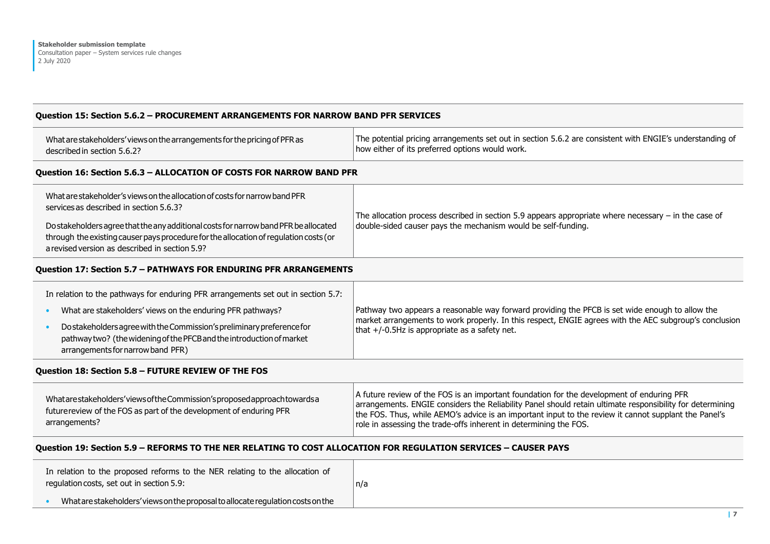| **Question 15: Section 5.6.2 – PROCUREMENT ARRANGEMENTS FOR NARROW BAND PFR SERVICES** | |
|---|---|
| What are stakeholders' views on the arrangements for the pricing of PFR as described in section 5.6.2? | The potential pricing arrangements set out in section 5.6.2 are consistent with ENGIE's understanding of how either of its preferred options would work. |
| **Question 16: Section 5.6.3 – ALLOCATION OF COSTS FOR NARROW BAND PFR** | |
| What are stakeholder's views on the allocation of costs for narrow band PFR services as described in section 5.6.3?<br><br>Do stakeholders agree that the any additional costs for narrow band PFR be allocated through the existing causer pays procedure for the allocation of regulation costs (or a revised version as described in section 5.9? | The allocation process described in section 5.9 appears appropriate where necessary – in the case of double-sided causer pays the mechanism would be self-funding. |
| **Question 17: Section 5.7 – PATHWAYS FOR ENDURING PFR ARRANGEMENTS** | |
| In relation to the pathways for enduring PFR arrangements set out in section 5.7:<br><br>• What are stakeholders' views on the enduring PFR pathways?<br>• Do stakeholders agree with the Commission's preliminary preference for pathway two? (the widening of the PFCB and the introduction of market arrangements for narrow band PFR) | Pathway two appears a reasonable way forward providing the PFCB is set wide enough to allow the market arrangements to work properly. In this respect, ENGIE agrees with the AEC subgroup's conclusion that +/-0.5Hz is appropriate as a safety net. |
| **Question 18: Section 5.8 – FUTURE REVIEW OF THE FOS** | |
| What are stakeholders' views of the Commission's proposed approach towards a future review of the FOS as part of the development of enduring PFR arrangements? | A future review of the FOS is an important foundation for the development of enduring PFR arrangements. ENGIE considers the Reliability Panel should retain ultimate responsibility for determining the FOS. Thus, while AEMO's advice is an important input to the review it cannot supplant the Panel's role in assessing the trade-offs inherent in determining the FOS. |
| **Question 19: Section 5.9 – REFORMS TO THE NER RELATING TO COST ALLOCATION FOR REGULATION SERVICES – CAUSER PAYS** | |
| In relation to the proposed reforms to the NER relating to the allocation of regulation costs, set out in section 5.9:<br><br>• What are stakeholders' views on the proposal to allocate regulation costs on the | n/a |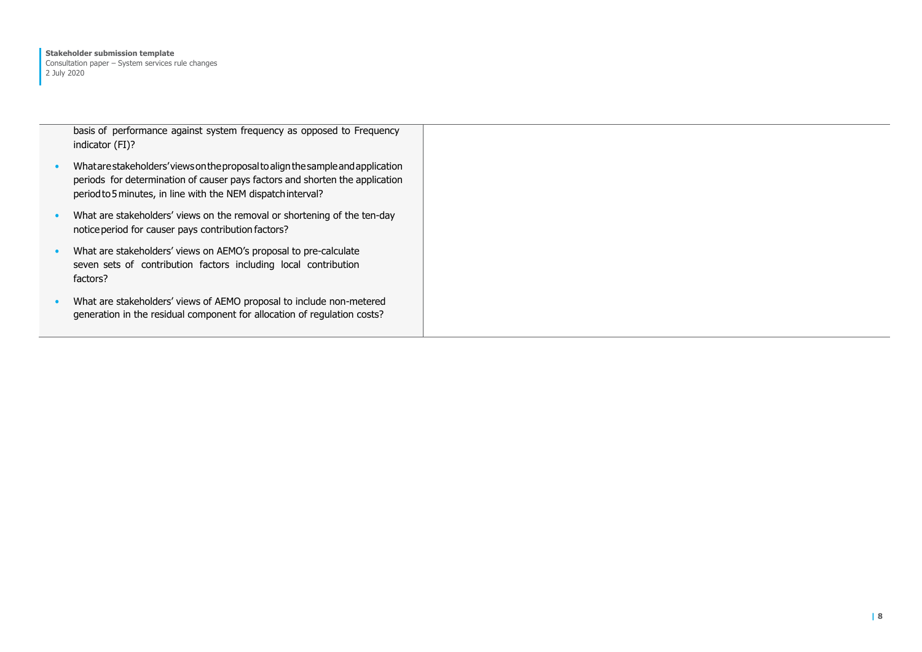| | |
|---|---|
| basis of performance against system frequency as opposed to Frequency indicator (FI)?<br><br>• What are stakeholders' views on the proposal to align the sample and application periods for determination of causer pays factors and shorten the application period to 5 minutes, in line with the NEM dispatch interval?<br><br>• What are stakeholders' views on the removal or shortening of the ten-day notice period for causer pays contribution factors?<br><br>• What are stakeholders' views on AEMO's proposal to pre-calculate seven sets of contribution factors including local contribution factors?<br><br>• What are stakeholders' views of AEMO proposal to include non-metered generation in the residual component for allocation of regulation costs? | |